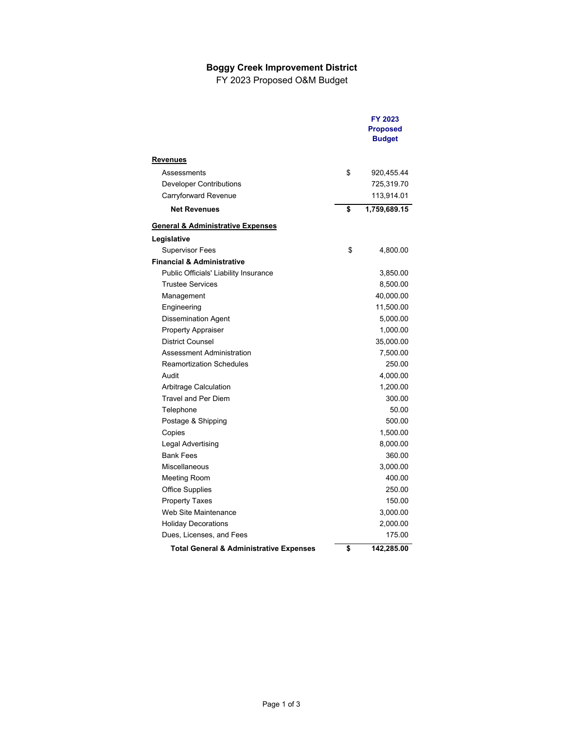# Boggy Creek Improvement District

FY 2023 Proposed O&M Budget

| | FY 2023 Proposed Budget |
|---|---|
| **Revenues** | |
| Assessments | $ 920,455.44 |
| Developer Contributions | 725,319.70 |
| Carryforward Revenue | 113,914.01 |
| **Net Revenues** | **$ 1,759,689.15** |
| **General & Administrative Expenses** | |
| **Legislative** | |
| Supervisor Fees | $ 4,800.00 |
| **Financial & Administrative** | |
| Public Officials' Liability Insurance | 3,850.00 |
| Trustee Services | 8,500.00 |
| Management | 40,000.00 |
| Engineering | 11,500.00 |
| Dissemination Agent | 5,000.00 |
| Property Appraiser | 1,000.00 |
| District Counsel | 35,000.00 |
| Assessment Administration | 7,500.00 |
| Reamortization Schedules | 250.00 |
| Audit | 4,000.00 |
| Arbitrage Calculation | 1,200.00 |
| Travel and Per Diem | 300.00 |
| Telephone | 50.00 |
| Postage & Shipping | 500.00 |
| Copies | 1,500.00 |
| Legal Advertising | 8,000.00 |
| Bank Fees | 360.00 |
| Miscellaneous | 3,000.00 |
| Meeting Room | 400.00 |
| Office Supplies | 250.00 |
| Property Taxes | 150.00 |
| Web Site Maintenance | 3,000.00 |
| Holiday Decorations | 2,000.00 |
| Dues, Licenses, and Fees | 175.00 |
| **Total General & Administrative Expenses** | **$ 142,285.00** |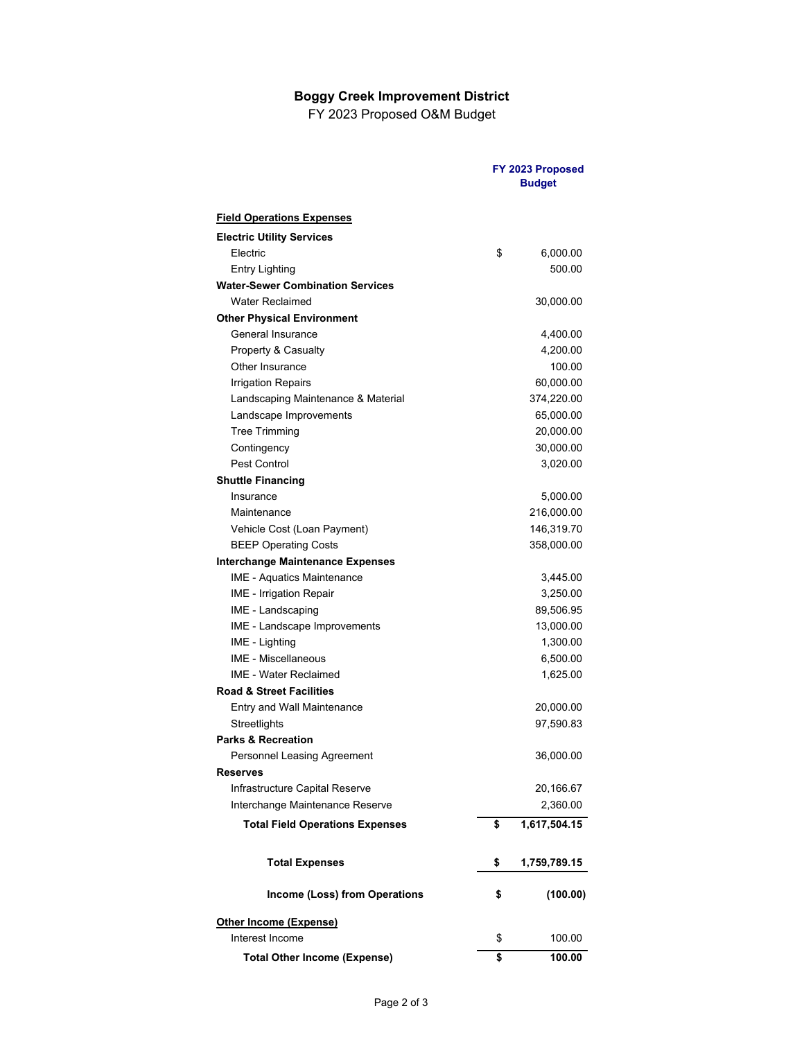# Boggy Creek Improvement District

FY 2023 Proposed O&M Budget

| | FY 2023 Proposed Budget |
|---|---|
| **Field Operations Expenses** | |
| **Electric Utility Services** | |
| Electric | $ 6,000.00 |
| Entry Lighting | 500.00 |
| **Water-Sewer Combination Services** | |
| Water Reclaimed | 30,000.00 |
| **Other Physical Environment** | |
| General Insurance | 4,400.00 |
| Property & Casualty | 4,200.00 |
| Other Insurance | 100.00 |
| Irrigation Repairs | 60,000.00 |
| Landscaping Maintenance & Material | 374,220.00 |
| Landscape Improvements | 65,000.00 |
| Tree Trimming | 20,000.00 |
| Contingency | 30,000.00 |
| Pest Control | 3,020.00 |
| **Shuttle Financing** | |
| Insurance | 5,000.00 |
| Maintenance | 216,000.00 |
| Vehicle Cost (Loan Payment) | 146,319.70 |
| BEEP Operating Costs | 358,000.00 |
| **Interchange Maintenance Expenses** | |
| IME - Aquatics Maintenance | 3,445.00 |
| IME - Irrigation Repair | 3,250.00 |
| IME - Landscaping | 89,506.95 |
| IME - Landscape Improvements | 13,000.00 |
| IME - Lighting | 1,300.00 |
| IME - Miscellaneous | 6,500.00 |
| IME - Water Reclaimed | 1,625.00 |
| **Road & Street Facilities** | |
| Entry and Wall Maintenance | 20,000.00 |
| Streetlights | 97,590.83 |
| **Parks & Recreation** | |
| Personnel Leasing Agreement | 36,000.00 |
| **Reserves** | |
| Infrastructure Capital Reserve | 20,166.67 |
| Interchange Maintenance Reserve | 2,360.00 |
| **Total Field Operations Expenses** | **$ 1,617,504.15** |
| | |
| **Total Expenses** | **$ 1,759,789.15** |
| | |
| **Income (Loss) from Operations** | **$ (100.00)** |
| | |
| **Other Income (Expense)** | |
| Interest Income | $ 100.00 |
| **Total Other Income (Expense)** | **$ 100.00** |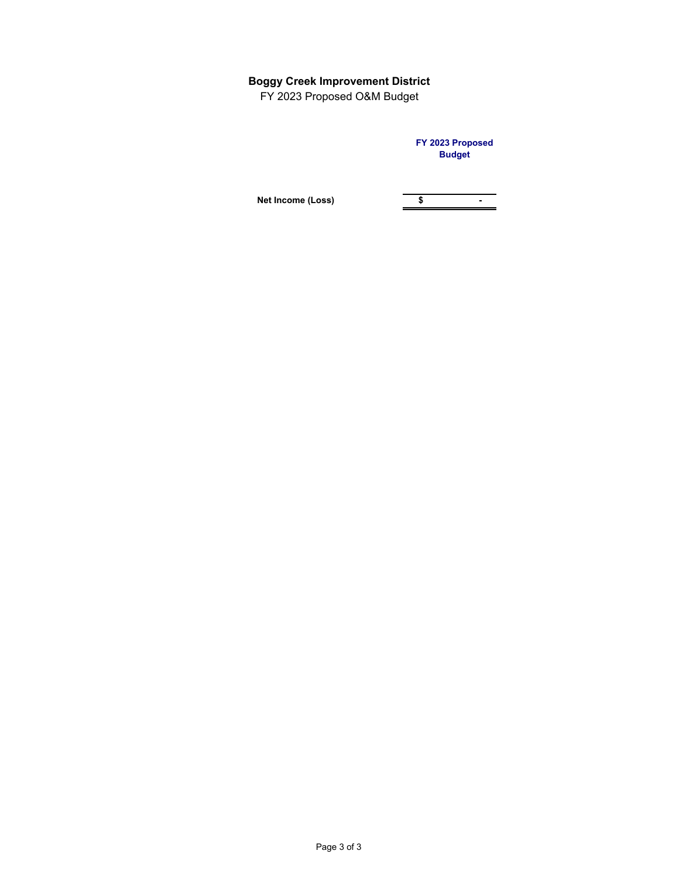**Boggy Creek Improvement District**

FY 2023 Proposed O&M Budget

| | FY 2023 Proposed Budget |
|---|---|
| **Net Income (Loss)** | **$ -** |